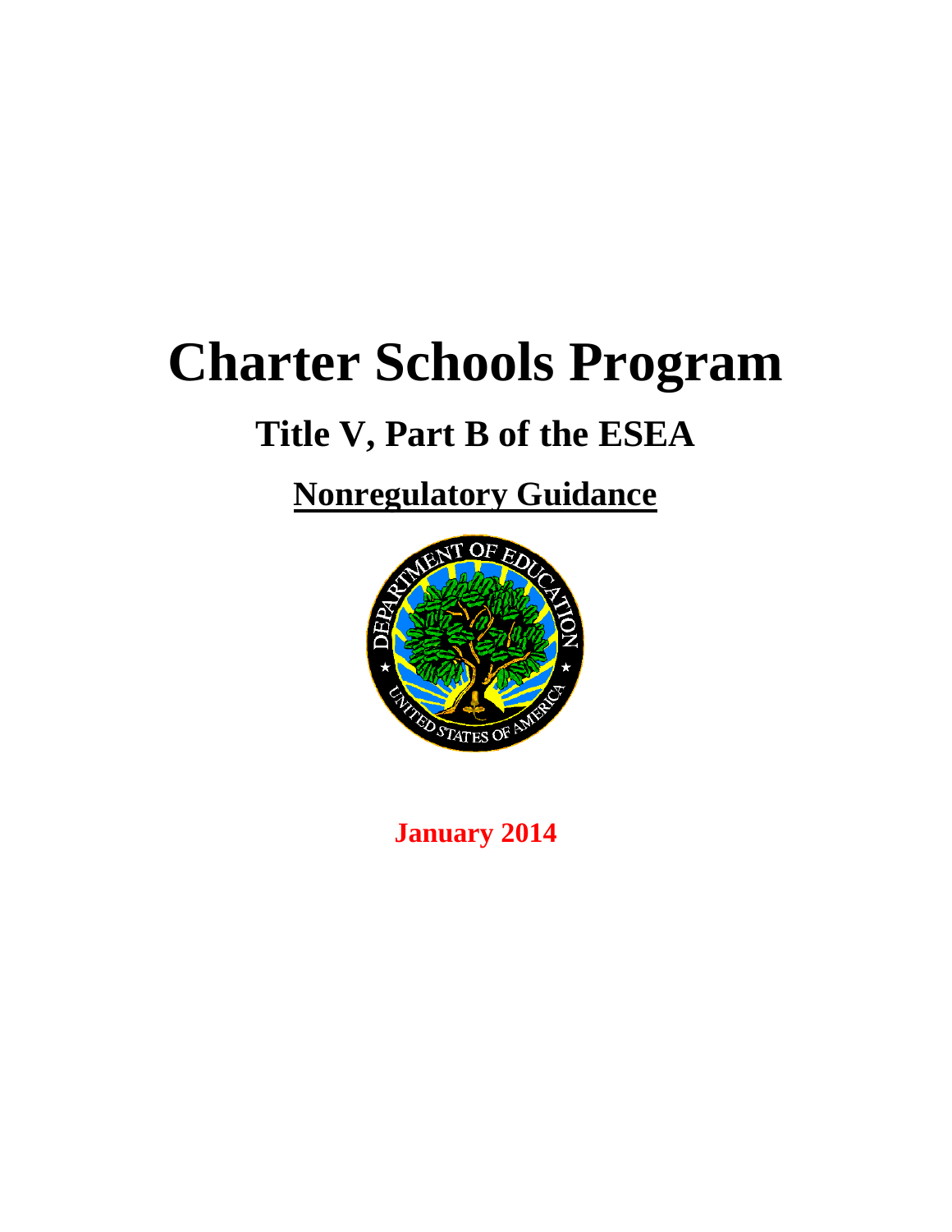# Charter Schools Program

## Title V, Part B of the ESEA

## Nonregulatory Guidance

**January 2014**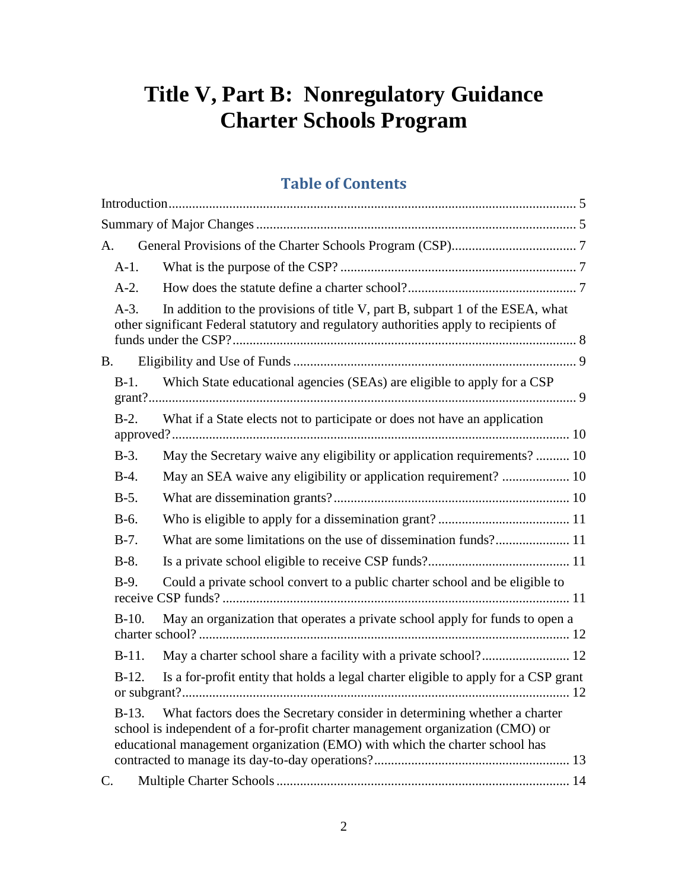# Title V, Part B: Nonregulatory Guidance Charter Schools Program

## Table of Contents

Introduction .......... 5

Summary of Major Changes .......... 5

A. General Provisions of the Charter Schools Program (CSP) .......... 7

- A-1. What is the purpose of the CSP? .......... 7
- A-2. How does the statute define a charter school? .......... 7
- A-3. In addition to the provisions of title V, part B, subpart 1 of the ESEA, what other significant Federal statutory and regulatory authorities apply to recipients of funds under the CSP? .......... 8

B. Eligibility and Use of Funds .......... 9

- B-1. Which State educational agencies (SEAs) are eligible to apply for a CSP grant? .......... 9
- B-2. What if a State elects not to participate or does not have an application approved? .......... 10
- B-3. May the Secretary waive any eligibility or application requirements? .......... 10
- B-4. May an SEA waive any eligibility or application requirement? .......... 10
- B-5. What are dissemination grants? .......... 10
- B-6. Who is eligible to apply for a dissemination grant? .......... 11
- B-7. What are some limitations on the use of dissemination funds? .......... 11
- B-8. Is a private school eligible to receive CSP funds? .......... 11
- B-9. Could a private school convert to a public charter school and be eligible to receive CSP funds? .......... 11
- B-10. May an organization that operates a private school apply for funds to open a charter school? .......... 12
- B-11. May a charter school share a facility with a private school? .......... 12
- B-12. Is a for-profit entity that holds a legal charter eligible to apply for a CSP grant or subgrant? .......... 12
- B-13. What factors does the Secretary consider in determining whether a charter school is independent of a for-profit charter management organization (CMO) or educational management organization (EMO) with which the charter school has contracted to manage its day-to-day operations? .......... 13

C. Multiple Charter Schools .......... 14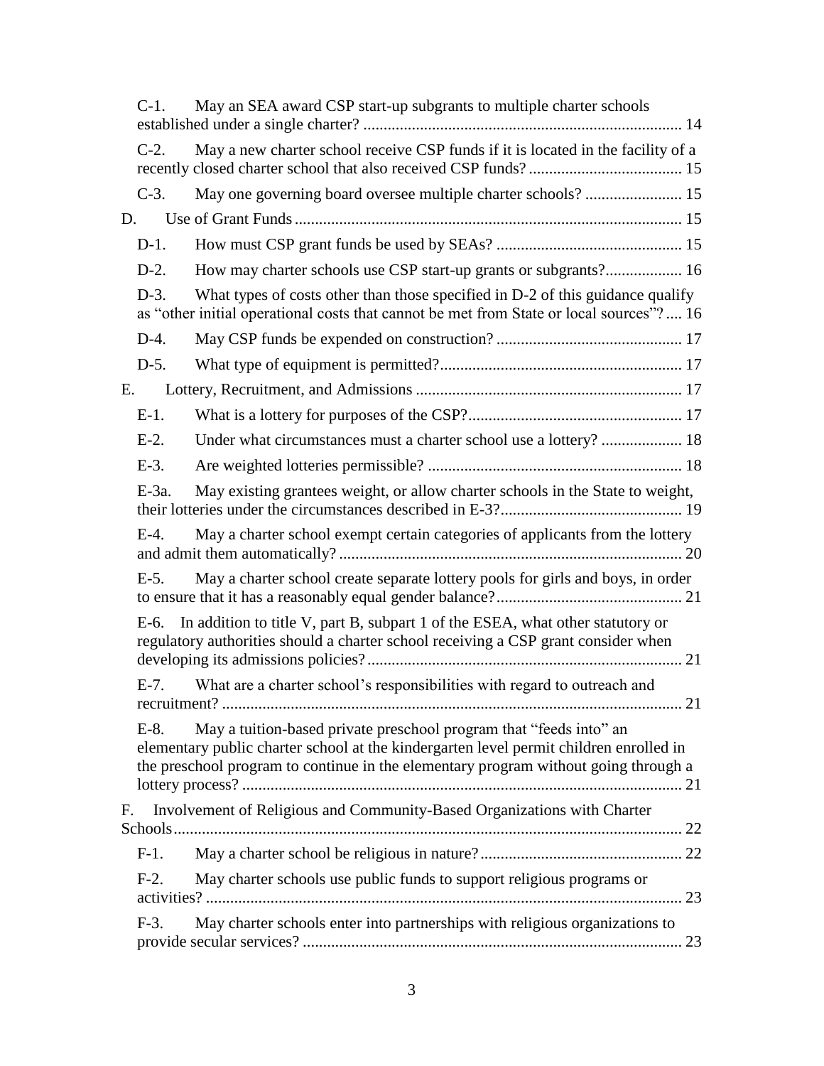C-1. May an SEA award CSP start-up subgrants to multiple charter schools established under a single charter? .......... 14

C-2. May a new charter school receive CSP funds if it is located in the facility of a recently closed charter school that also received CSP funds? .......... 15

C-3. May one governing board oversee multiple charter schools? .......... 15

D. Use of Grant Funds .......... 15

D-1. How must CSP grant funds be used by SEAs? .......... 15

D-2. How may charter schools use CSP start-up grants or subgrants? .......... 16

D-3. What types of costs other than those specified in D-2 of this guidance qualify as "other initial operational costs that cannot be met from State or local sources"? .......... 16

D-4. May CSP funds be expended on construction? .......... 17

D-5. What type of equipment is permitted? .......... 17

E. Lottery, Recruitment, and Admissions .......... 17

E-1. What is a lottery for purposes of the CSP? .......... 17

E-2. Under what circumstances must a charter school use a lottery? .......... 18

E-3. Are weighted lotteries permissible? .......... 18

E-3a. May existing grantees weight, or allow charter schools in the State to weight, their lotteries under the circumstances described in E-3? .......... 19

E-4. May a charter school exempt certain categories of applicants from the lottery and admit them automatically? .......... 20

E-5. May a charter school create separate lottery pools for girls and boys, in order to ensure that it has a reasonably equal gender balance? .......... 21

E-6. In addition to title V, part B, subpart 1 of the ESEA, what other statutory or regulatory authorities should a charter school receiving a CSP grant consider when developing its admissions policies? .......... 21

E-7. What are a charter school's responsibilities with regard to outreach and recruitment? .......... 21

E-8. May a tuition-based private preschool program that "feeds into" an elementary public charter school at the kindergarten level permit children enrolled in the preschool program to continue in the elementary program without going through a lottery process? .......... 21

F. Involvement of Religious and Community-Based Organizations with Charter Schools .......... 22

F-1. May a charter school be religious in nature? .......... 22

F-2. May charter schools use public funds to support religious programs or activities? .......... 23

F-3. May charter schools enter into partnerships with religious organizations to provide secular services? .......... 23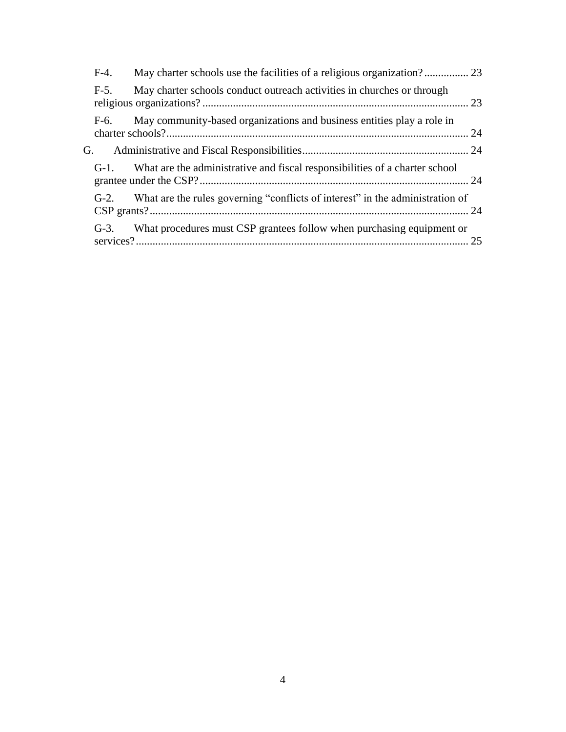F-4. May charter schools use the facilities of a religious organization? ................ 23

F-5. May charter schools conduct outreach activities in churches or through religious organizations? ................................................................................................ 23

F-6. May community-based organizations and business entities play a role in charter schools? .............................................................................................................. 24

G. Administrative and Fiscal Responsibilities ............................................................ 24

G-1. What are the administrative and fiscal responsibilities of a charter school grantee under the CSP? ................................................................................................ 24

G-2. What are the rules governing "conflicts of interest" in the administration of CSP grants? .................................................................................................................. 24

G-3. What procedures must CSP grantees follow when purchasing equipment or services? ........................................................................................................................ 25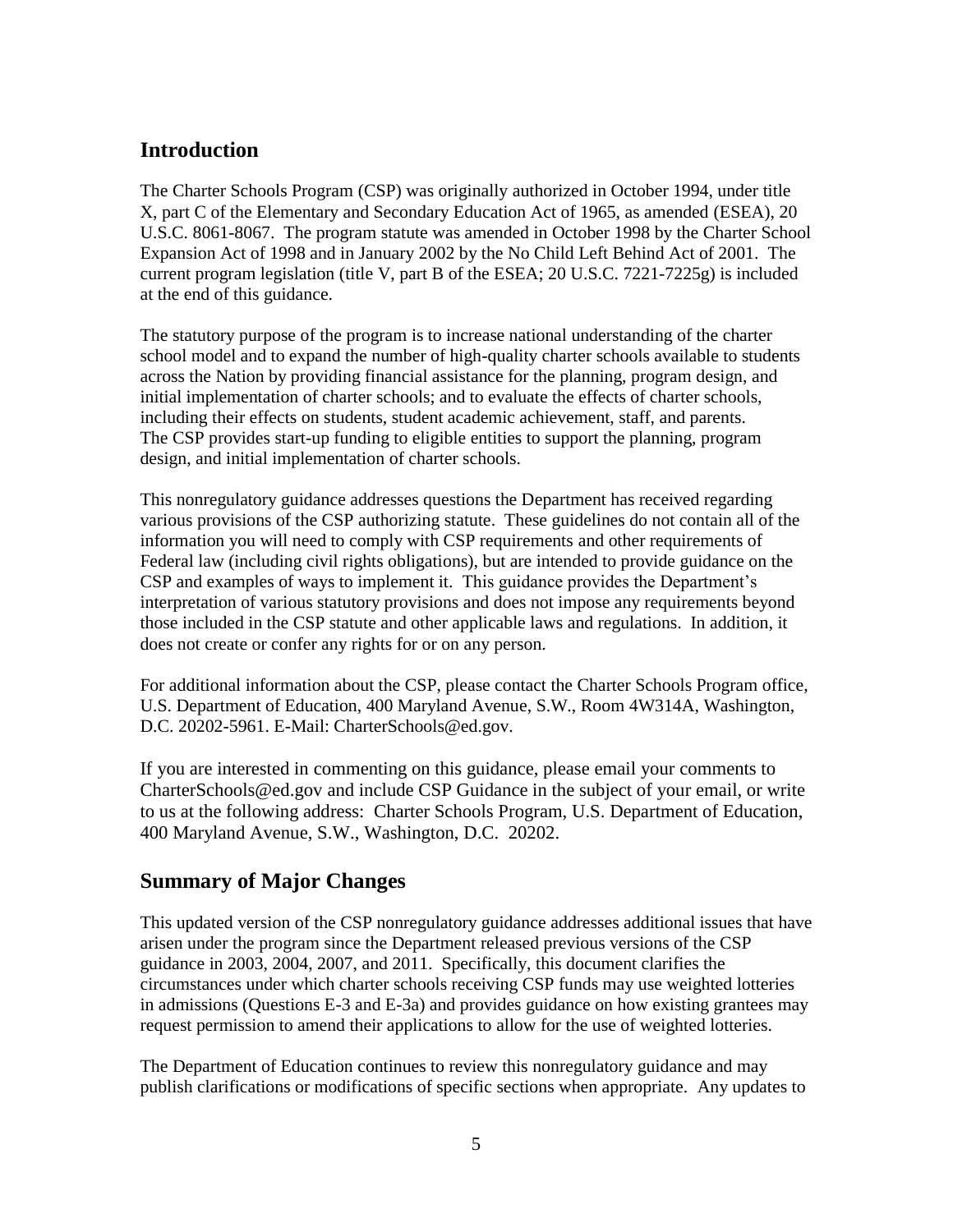## Introduction

The Charter Schools Program (CSP) was originally authorized in October 1994, under title X, part C of the Elementary and Secondary Education Act of 1965, as amended (ESEA), 20 U.S.C. 8061-8067. The program statute was amended in October 1998 by the Charter School Expansion Act of 1998 and in January 2002 by the No Child Left Behind Act of 2001. The current program legislation (title V, part B of the ESEA; 20 U.S.C. 7221-7225g) is included at the end of this guidance.

The statutory purpose of the program is to increase national understanding of the charter school model and to expand the number of high-quality charter schools available to students across the Nation by providing financial assistance for the planning, program design, and initial implementation of charter schools; and to evaluate the effects of charter schools, including their effects on students, student academic achievement, staff, and parents. The CSP provides start-up funding to eligible entities to support the planning, program design, and initial implementation of charter schools.

This nonregulatory guidance addresses questions the Department has received regarding various provisions of the CSP authorizing statute. These guidelines do not contain all of the information you will need to comply with CSP requirements and other requirements of Federal law (including civil rights obligations), but are intended to provide guidance on the CSP and examples of ways to implement it. This guidance provides the Department's interpretation of various statutory provisions and does not impose any requirements beyond those included in the CSP statute and other applicable laws and regulations. In addition, it does not create or confer any rights for or on any person.

For additional information about the CSP, please contact the Charter Schools Program office, U.S. Department of Education, 400 Maryland Avenue, S.W., Room 4W314A, Washington, D.C. 20202-5961. E-Mail: CharterSchools@ed.gov.

If you are interested in commenting on this guidance, please email your comments to CharterSchools@ed.gov and include CSP Guidance in the subject of your email, or write to us at the following address: Charter Schools Program, U.S. Department of Education, 400 Maryland Avenue, S.W., Washington, D.C. 20202.

## Summary of Major Changes

This updated version of the CSP nonregulatory guidance addresses additional issues that have arisen under the program since the Department released previous versions of the CSP guidance in 2003, 2004, 2007, and 2011. Specifically, this document clarifies the circumstances under which charter schools receiving CSP funds may use weighted lotteries in admissions (Questions E-3 and E-3a) and provides guidance on how existing grantees may request permission to amend their applications to allow for the use of weighted lotteries.

The Department of Education continues to review this nonregulatory guidance and may publish clarifications or modifications of specific sections when appropriate. Any updates to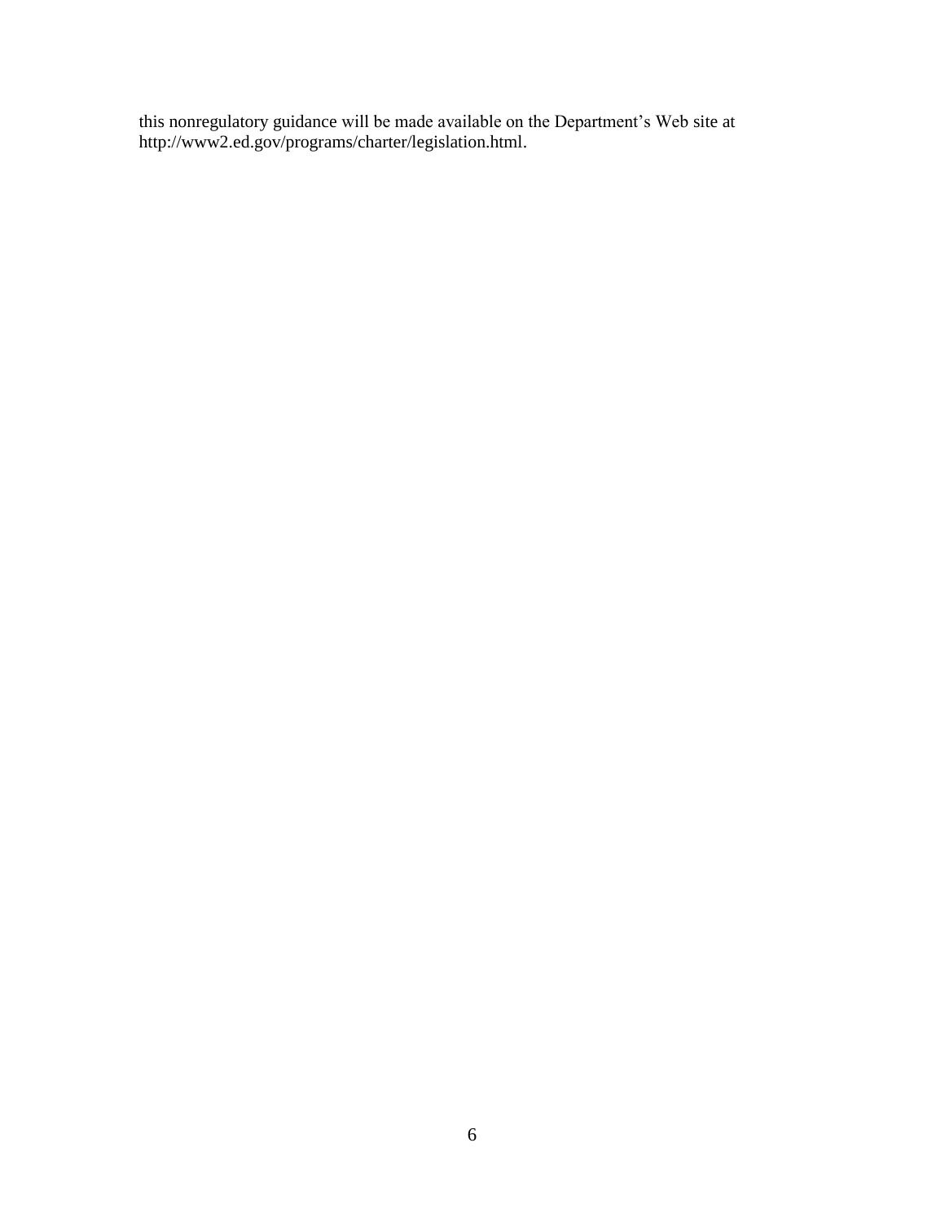this nonregulatory guidance will be made available on the Department's Web site at http://www2.ed.gov/programs/charter/legislation.html.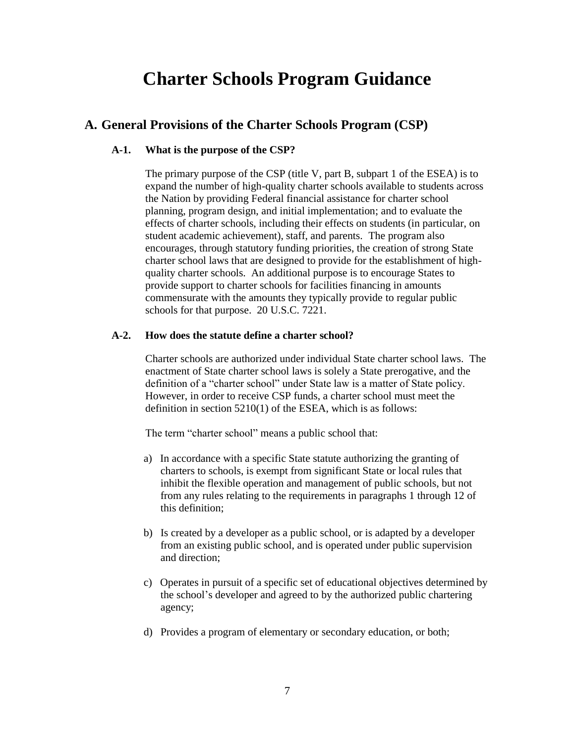# Charter Schools Program Guidance

## A. General Provisions of the Charter Schools Program (CSP)

### A-1. What is the purpose of the CSP?

The primary purpose of the CSP (title V, part B, subpart 1 of the ESEA) is to expand the number of high-quality charter schools available to students across the Nation by providing Federal financial assistance for charter school planning, program design, and initial implementation; and to evaluate the effects of charter schools, including their effects on students (in particular, on student academic achievement), staff, and parents. The program also encourages, through statutory funding priorities, the creation of strong State charter school laws that are designed to provide for the establishment of high-quality charter schools. An additional purpose is to encourage States to provide support to charter schools for facilities financing in amounts commensurate with the amounts they typically provide to regular public schools for that purpose. 20 U.S.C. 7221.

### A-2. How does the statute define a charter school?

Charter schools are authorized under individual State charter school laws. The enactment of State charter school laws is solely a State prerogative, and the definition of a "charter school" under State law is a matter of State policy. However, in order to receive CSP funds, a charter school must meet the definition in section 5210(1) of the ESEA, which is as follows:

The term "charter school" means a public school that:

a) In accordance with a specific State statute authorizing the granting of charters to schools, is exempt from significant State or local rules that inhibit the flexible operation and management of public schools, but not from any rules relating to the requirements in paragraphs 1 through 12 of this definition;

b) Is created by a developer as a public school, or is adapted by a developer from an existing public school, and is operated under public supervision and direction;

c) Operates in pursuit of a specific set of educational objectives determined by the school's developer and agreed to by the authorized public chartering agency;

d) Provides a program of elementary or secondary education, or both;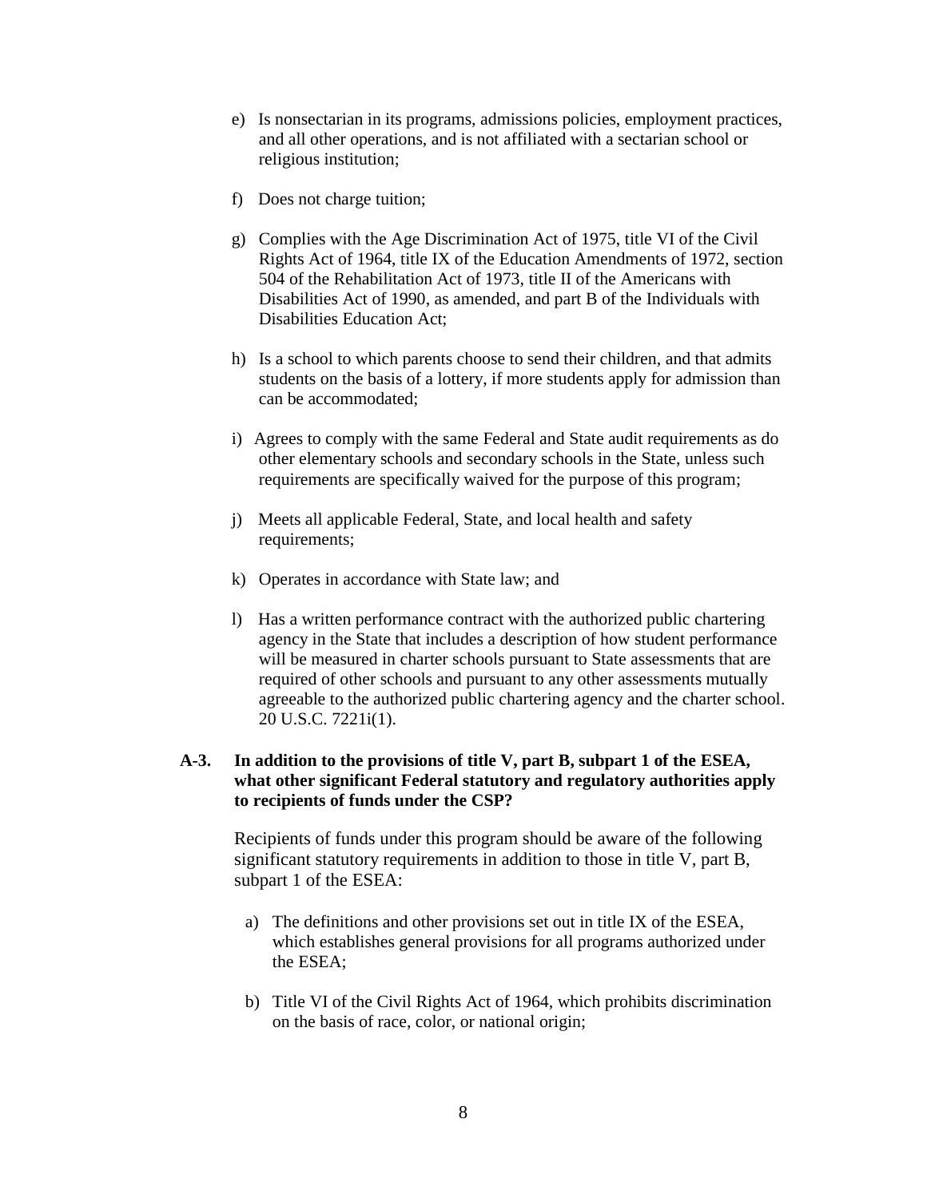e) Is nonsectarian in its programs, admissions policies, employment practices, and all other operations, and is not affiliated with a sectarian school or religious institution;

f) Does not charge tuition;

g) Complies with the Age Discrimination Act of 1975, title VI of the Civil Rights Act of 1964, title IX of the Education Amendments of 1972, section 504 of the Rehabilitation Act of 1973, title II of the Americans with Disabilities Act of 1990, as amended, and part B of the Individuals with Disabilities Education Act;

h) Is a school to which parents choose to send their children, and that admits students on the basis of a lottery, if more students apply for admission than can be accommodated;

i) Agrees to comply with the same Federal and State audit requirements as do other elementary schools and secondary schools in the State, unless such requirements are specifically waived for the purpose of this program;

j) Meets all applicable Federal, State, and local health and safety requirements;

k) Operates in accordance with State law; and

l) Has a written performance contract with the authorized public chartering agency in the State that includes a description of how student performance will be measured in charter schools pursuant to State assessments that are required of other schools and pursuant to any other assessments mutually agreeable to the authorized public chartering agency and the charter school. 20 U.S.C. 7221i(1).

**A-3. In addition to the provisions of title V, part B, subpart 1 of the ESEA, what other significant Federal statutory and regulatory authorities apply to recipients of funds under the CSP?**

Recipients of funds under this program should be aware of the following significant statutory requirements in addition to those in title V, part B, subpart 1 of the ESEA:

a) The definitions and other provisions set out in title IX of the ESEA, which establishes general provisions for all programs authorized under the ESEA;

b) Title VI of the Civil Rights Act of 1964, which prohibits discrimination on the basis of race, color, or national origin;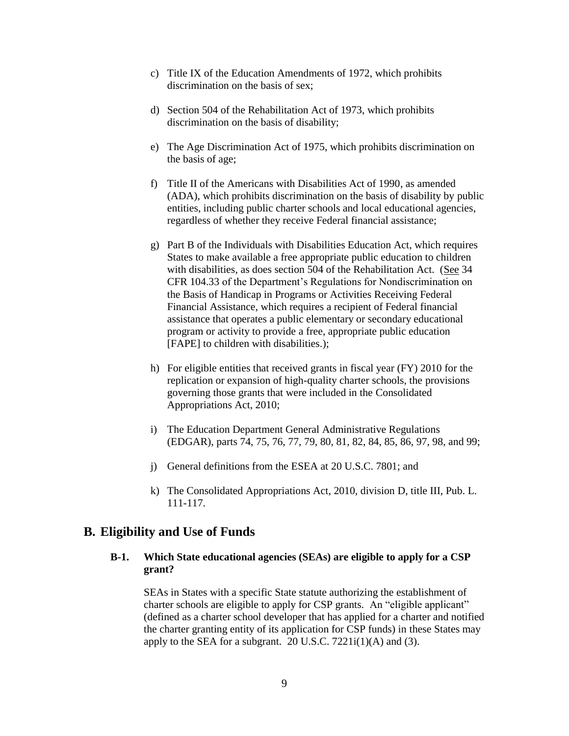c) Title IX of the Education Amendments of 1972, which prohibits discrimination on the basis of sex;

d) Section 504 of the Rehabilitation Act of 1973, which prohibits discrimination on the basis of disability;

e) The Age Discrimination Act of 1975, which prohibits discrimination on the basis of age;

f) Title II of the Americans with Disabilities Act of 1990, as amended (ADA), which prohibits discrimination on the basis of disability by public entities, including public charter schools and local educational agencies, regardless of whether they receive Federal financial assistance;

g) Part B of the Individuals with Disabilities Education Act, which requires States to make available a free appropriate public education to children with disabilities, as does section 504 of the Rehabilitation Act. (See 34 CFR 104.33 of the Department's Regulations for Nondiscrimination on the Basis of Handicap in Programs or Activities Receiving Federal Financial Assistance, which requires a recipient of Federal financial assistance that operates a public elementary or secondary educational program or activity to provide a free, appropriate public education [FAPE] to children with disabilities.);

h) For eligible entities that received grants in fiscal year (FY) 2010 for the replication or expansion of high-quality charter schools, the provisions governing those grants that were included in the Consolidated Appropriations Act, 2010;

i) The Education Department General Administrative Regulations (EDGAR), parts 74, 75, 76, 77, 79, 80, 81, 82, 84, 85, 86, 97, 98, and 99;

j) General definitions from the ESEA at 20 U.S.C. 7801; and

k) The Consolidated Appropriations Act, 2010, division D, title III, Pub. L. 111-117.

## B. Eligibility and Use of Funds

### B-1. Which State educational agencies (SEAs) are eligible to apply for a CSP grant?

SEAs in States with a specific State statute authorizing the establishment of charter schools are eligible to apply for CSP grants. An "eligible applicant" (defined as a charter school developer that has applied for a charter and notified the charter granting entity of its application for CSP funds) in these States may apply to the SEA for a subgrant. 20 U.S.C. 7221i(1)(A) and (3).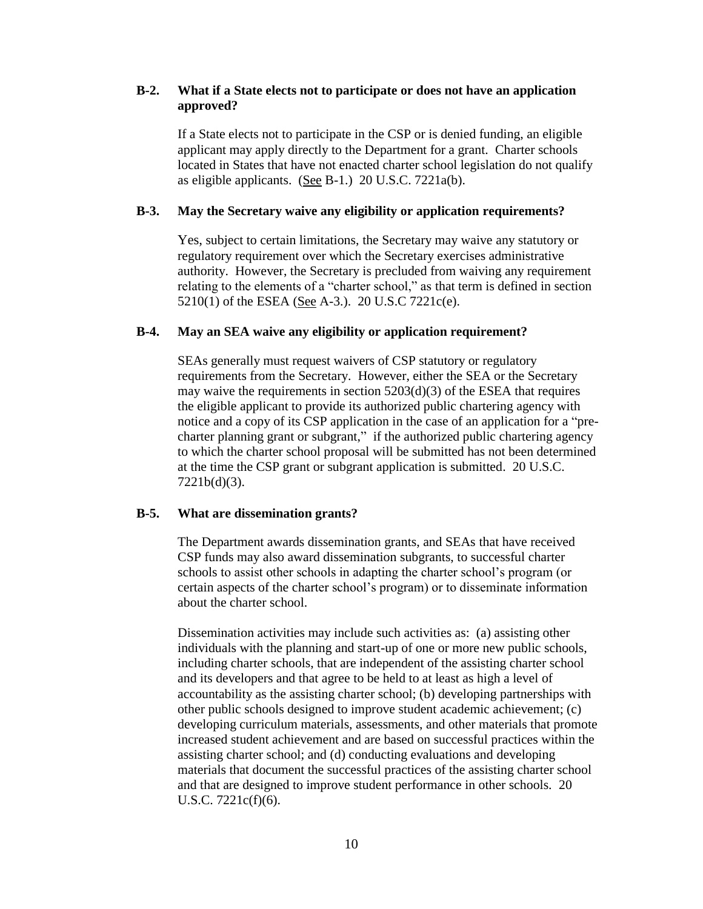### B-2. What if a State elects not to participate or does not have an application approved?

If a State elects not to participate in the CSP or is denied funding, an eligible applicant may apply directly to the Department for a grant. Charter schools located in States that have not enacted charter school legislation do not qualify as eligible applicants. (See B-1.) 20 U.S.C. 7221a(b).

### B-3. May the Secretary waive any eligibility or application requirements?

Yes, subject to certain limitations, the Secretary may waive any statutory or regulatory requirement over which the Secretary exercises administrative authority. However, the Secretary is precluded from waiving any requirement relating to the elements of a "charter school," as that term is defined in section 5210(1) of the ESEA (See A-3.). 20 U.S.C 7221c(e).

### B-4. May an SEA waive any eligibility or application requirement?

SEAs generally must request waivers of CSP statutory or regulatory requirements from the Secretary. However, either the SEA or the Secretary may waive the requirements in section 5203(d)(3) of the ESEA that requires the eligible applicant to provide its authorized public chartering agency with notice and a copy of its CSP application in the case of an application for a "pre-charter planning grant or subgrant," if the authorized public chartering agency to which the charter school proposal will be submitted has not been determined at the time the CSP grant or subgrant application is submitted. 20 U.S.C. 7221b(d)(3).

### B-5. What are dissemination grants?

The Department awards dissemination grants, and SEAs that have received CSP funds may also award dissemination subgrants, to successful charter schools to assist other schools in adapting the charter school's program (or certain aspects of the charter school's program) or to disseminate information about the charter school.

Dissemination activities may include such activities as: (a) assisting other individuals with the planning and start-up of one or more new public schools, including charter schools, that are independent of the assisting charter school and its developers and that agree to be held to at least as high a level of accountability as the assisting charter school; (b) developing partnerships with other public schools designed to improve student academic achievement; (c) developing curriculum materials, assessments, and other materials that promote increased student achievement and are based on successful practices within the assisting charter school; and (d) conducting evaluations and developing materials that document the successful practices of the assisting charter school and that are designed to improve student performance in other schools. 20 U.S.C. 7221c(f)(6).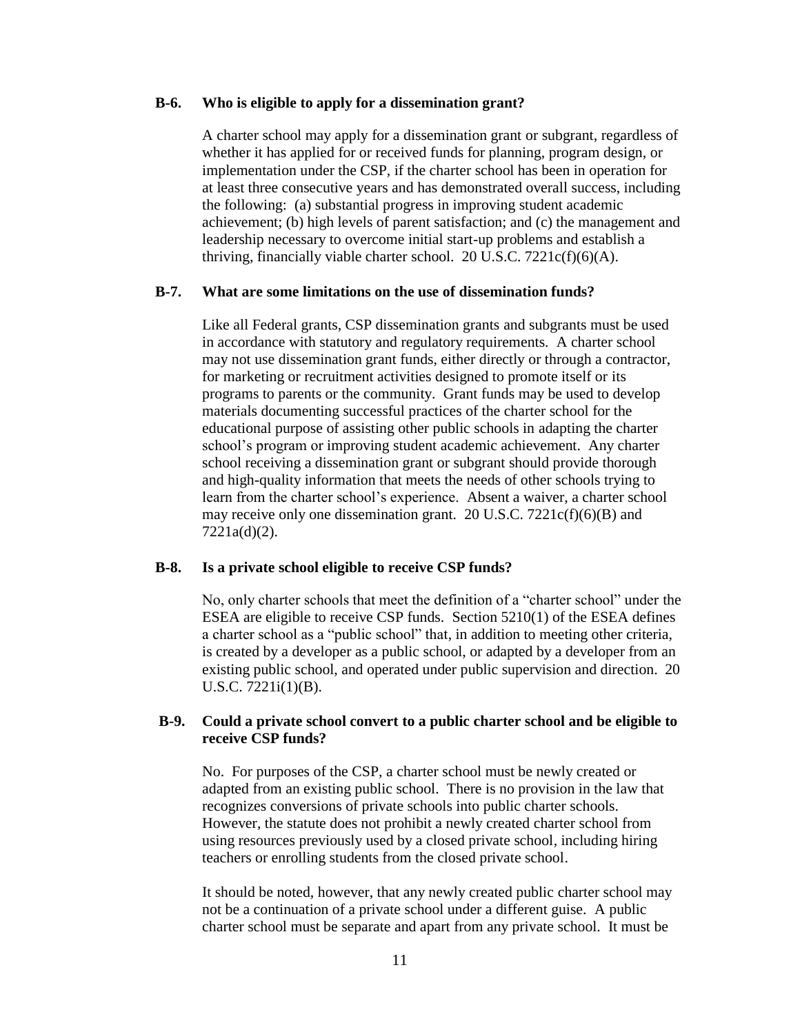### B-6. Who is eligible to apply for a dissemination grant?

A charter school may apply for a dissemination grant or subgrant, regardless of whether it has applied for or received funds for planning, program design, or implementation under the CSP, if the charter school has been in operation for at least three consecutive years and has demonstrated overall success, including the following: (a) substantial progress in improving student academic achievement; (b) high levels of parent satisfaction; and (c) the management and leadership necessary to overcome initial start-up problems and establish a thriving, financially viable charter school. 20 U.S.C. 7221c(f)(6)(A).

### B-7. What are some limitations on the use of dissemination funds?

Like all Federal grants, CSP dissemination grants and subgrants must be used in accordance with statutory and regulatory requirements. A charter school may not use dissemination grant funds, either directly or through a contractor, for marketing or recruitment activities designed to promote itself or its programs to parents or the community. Grant funds may be used to develop materials documenting successful practices of the charter school for the educational purpose of assisting other public schools in adapting the charter school's program or improving student academic achievement. Any charter school receiving a dissemination grant or subgrant should provide thorough and high-quality information that meets the needs of other schools trying to learn from the charter school's experience. Absent a waiver, a charter school may receive only one dissemination grant. 20 U.S.C. 7221c(f)(6)(B) and 7221a(d)(2).

### B-8. Is a private school eligible to receive CSP funds?

No, only charter schools that meet the definition of a "charter school" under the ESEA are eligible to receive CSP funds. Section 5210(1) of the ESEA defines a charter school as a "public school" that, in addition to meeting other criteria, is created by a developer as a public school, or adapted by a developer from an existing public school, and operated under public supervision and direction. 20 U.S.C. 7221i(1)(B).

### B-9. Could a private school convert to a public charter school and be eligible to receive CSP funds?

No. For purposes of the CSP, a charter school must be newly created or adapted from an existing public school. There is no provision in the law that recognizes conversions of private schools into public charter schools. However, the statute does not prohibit a newly created charter school from using resources previously used by a closed private school, including hiring teachers or enrolling students from the closed private school.

It should be noted, however, that any newly created public charter school may not be a continuation of a private school under a different guise. A public charter school must be separate and apart from any private school. It must be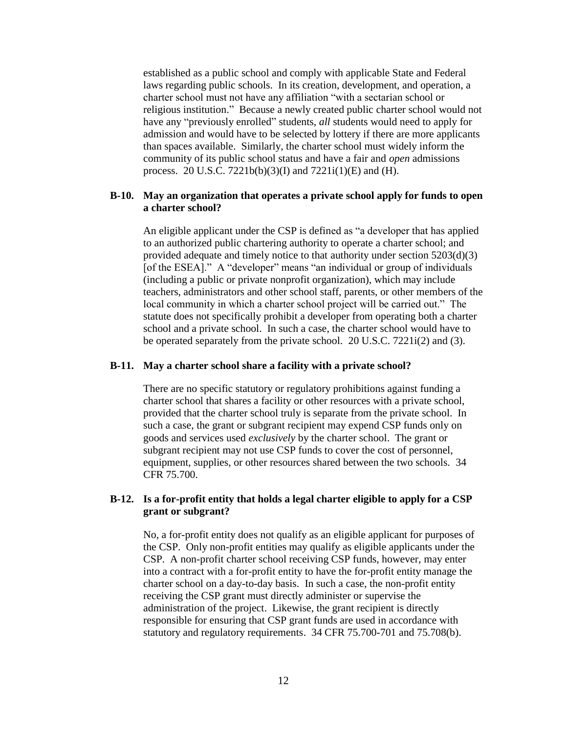established as a public school and comply with applicable State and Federal laws regarding public schools. In its creation, development, and operation, a charter school must not have any affiliation "with a sectarian school or religious institution." Because a newly created public charter school would not have any "previously enrolled" students, *all* students would need to apply for admission and would have to be selected by lottery if there are more applicants than spaces available. Similarly, the charter school must widely inform the community of its public school status and have a fair and *open* admissions process. 20 U.S.C. 7221b(b)(3)(I) and 7221i(1)(E) and (H).

**B-10. May an organization that operates a private school apply for funds to open a charter school?**

An eligible applicant under the CSP is defined as "a developer that has applied to an authorized public chartering authority to operate a charter school; and provided adequate and timely notice to that authority under section 5203(d)(3) [of the ESEA]." A "developer" means "an individual or group of individuals (including a public or private nonprofit organization), which may include teachers, administrators and other school staff, parents, or other members of the local community in which a charter school project will be carried out." The statute does not specifically prohibit a developer from operating both a charter school and a private school. In such a case, the charter school would have to be operated separately from the private school. 20 U.S.C. 7221i(2) and (3).

**B-11. May a charter school share a facility with a private school?**

There are no specific statutory or regulatory prohibitions against funding a charter school that shares a facility or other resources with a private school, provided that the charter school truly is separate from the private school. In such a case, the grant or subgrant recipient may expend CSP funds only on goods and services used *exclusively* by the charter school. The grant or subgrant recipient may not use CSP funds to cover the cost of personnel, equipment, supplies, or other resources shared between the two schools. 34 CFR 75.700.

**B-12. Is a for-profit entity that holds a legal charter eligible to apply for a CSP grant or subgrant?**

No, a for-profit entity does not qualify as an eligible applicant for purposes of the CSP. Only non-profit entities may qualify as eligible applicants under the CSP. A non-profit charter school receiving CSP funds, however, may enter into a contract with a for-profit entity to have the for-profit entity manage the charter school on a day-to-day basis. In such a case, the non-profit entity receiving the CSP grant must directly administer or supervise the administration of the project. Likewise, the grant recipient is directly responsible for ensuring that CSP grant funds are used in accordance with statutory and regulatory requirements. 34 CFR 75.700-701 and 75.708(b).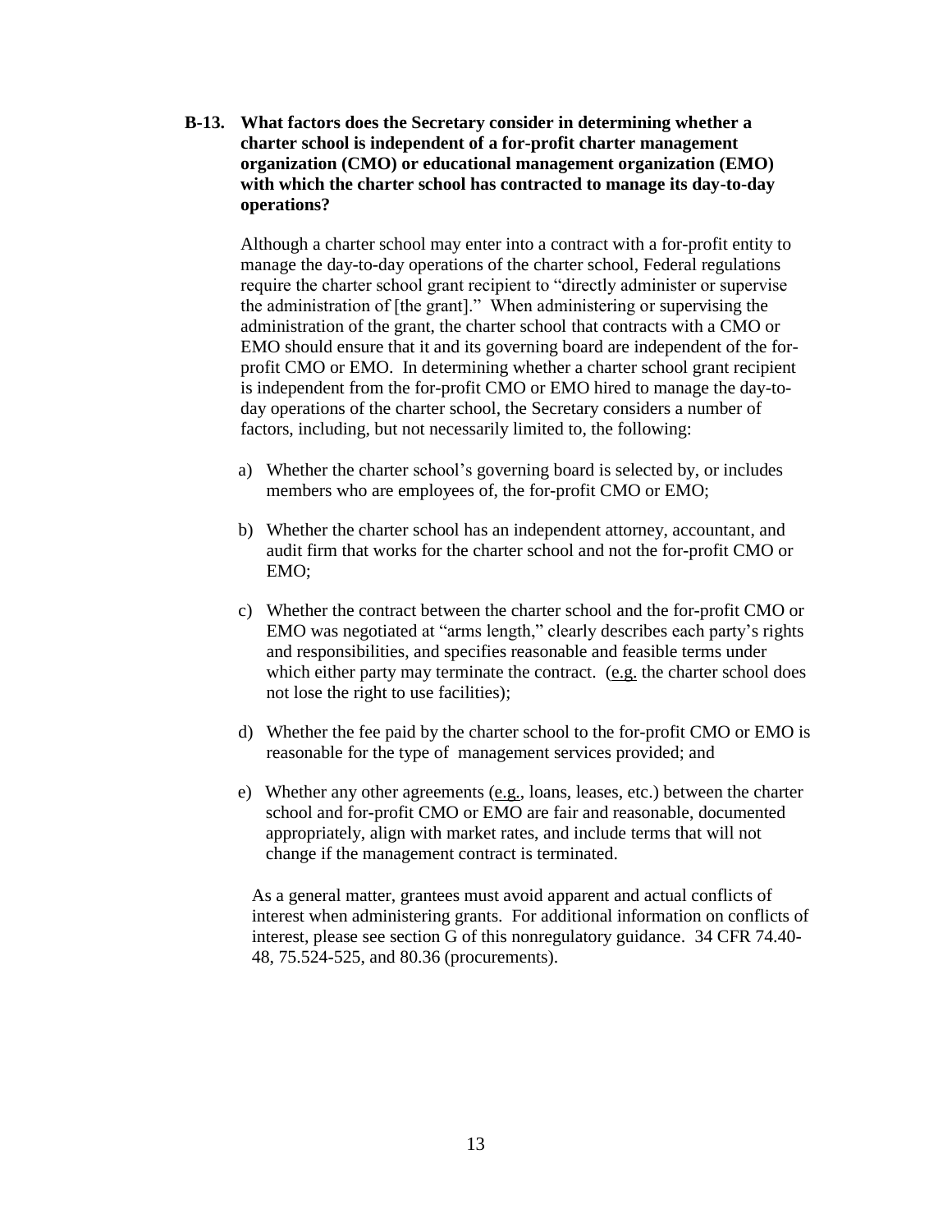**B-13. What factors does the Secretary consider in determining whether a charter school is independent of a for-profit charter management organization (CMO) or educational management organization (EMO) with which the charter school has contracted to manage its day-to-day operations?**

Although a charter school may enter into a contract with a for-profit entity to manage the day-to-day operations of the charter school, Federal regulations require the charter school grant recipient to "directly administer or supervise the administration of [the grant]." When administering or supervising the administration of the grant, the charter school that contracts with a CMO or EMO should ensure that it and its governing board are independent of the for-profit CMO or EMO. In determining whether a charter school grant recipient is independent from the for-profit CMO or EMO hired to manage the day-to-day operations of the charter school, the Secretary considers a number of factors, including, but not necessarily limited to, the following:

a) Whether the charter school's governing board is selected by, or includes members who are employees of, the for-profit CMO or EMO;

b) Whether the charter school has an independent attorney, accountant, and audit firm that works for the charter school and not the for-profit CMO or EMO;

c) Whether the contract between the charter school and the for-profit CMO or EMO was negotiated at "arms length," clearly describes each party's rights and responsibilities, and specifies reasonable and feasible terms under which either party may terminate the contract. (e.g. the charter school does not lose the right to use facilities);

d) Whether the fee paid by the charter school to the for-profit CMO or EMO is reasonable for the type of management services provided; and

e) Whether any other agreements (e.g., loans, leases, etc.) between the charter school and for-profit CMO or EMO are fair and reasonable, documented appropriately, align with market rates, and include terms that will not change if the management contract is terminated.

As a general matter, grantees must avoid apparent and actual conflicts of interest when administering grants. For additional information on conflicts of interest, please see section G of this nonregulatory guidance. 34 CFR 74.40-48, 75.524-525, and 80.36 (procurements).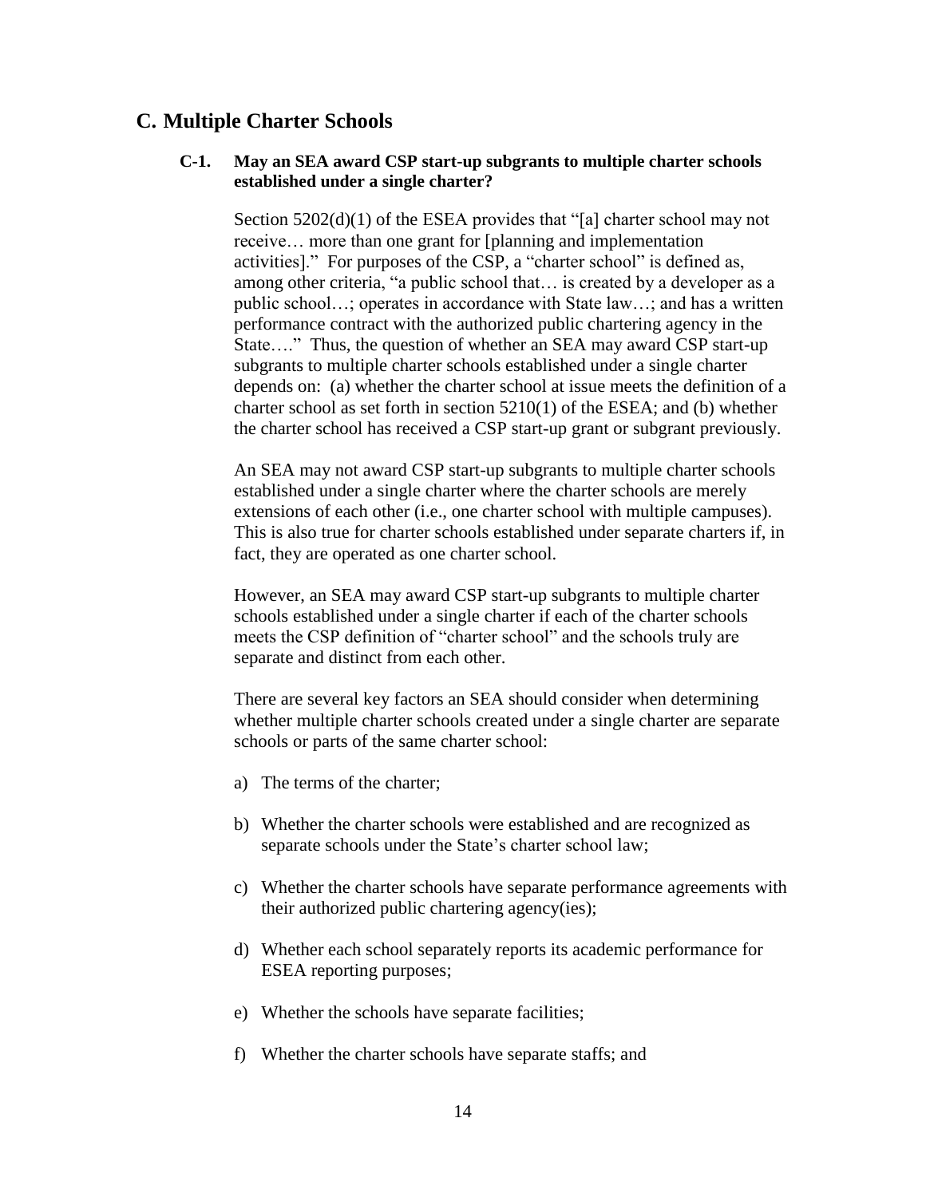## C. Multiple Charter Schools

### C-1. May an SEA award CSP start-up subgrants to multiple charter schools established under a single charter?

Section 5202(d)(1) of the ESEA provides that "[a] charter school may not receive… more than one grant for [planning and implementation activities]." For purposes of the CSP, a "charter school" is defined as, among other criteria, "a public school that… is created by a developer as a public school…; operates in accordance with State law…; and has a written performance contract with the authorized public chartering agency in the State…." Thus, the question of whether an SEA may award CSP start-up subgrants to multiple charter schools established under a single charter depends on: (a) whether the charter school at issue meets the definition of a charter school as set forth in section 5210(1) of the ESEA; and (b) whether the charter school has received a CSP start-up grant or subgrant previously.

An SEA may not award CSP start-up subgrants to multiple charter schools established under a single charter where the charter schools are merely extensions of each other (i.e., one charter school with multiple campuses). This is also true for charter schools established under separate charters if, in fact, they are operated as one charter school.

However, an SEA may award CSP start-up subgrants to multiple charter schools established under a single charter if each of the charter schools meets the CSP definition of "charter school" and the schools truly are separate and distinct from each other.

There are several key factors an SEA should consider when determining whether multiple charter schools created under a single charter are separate schools or parts of the same charter school:

a) The terms of the charter;

b) Whether the charter schools were established and are recognized as separate schools under the State's charter school law;

c) Whether the charter schools have separate performance agreements with their authorized public chartering agency(ies);

d) Whether each school separately reports its academic performance for ESEA reporting purposes;

e) Whether the schools have separate facilities;

f) Whether the charter schools have separate staffs; and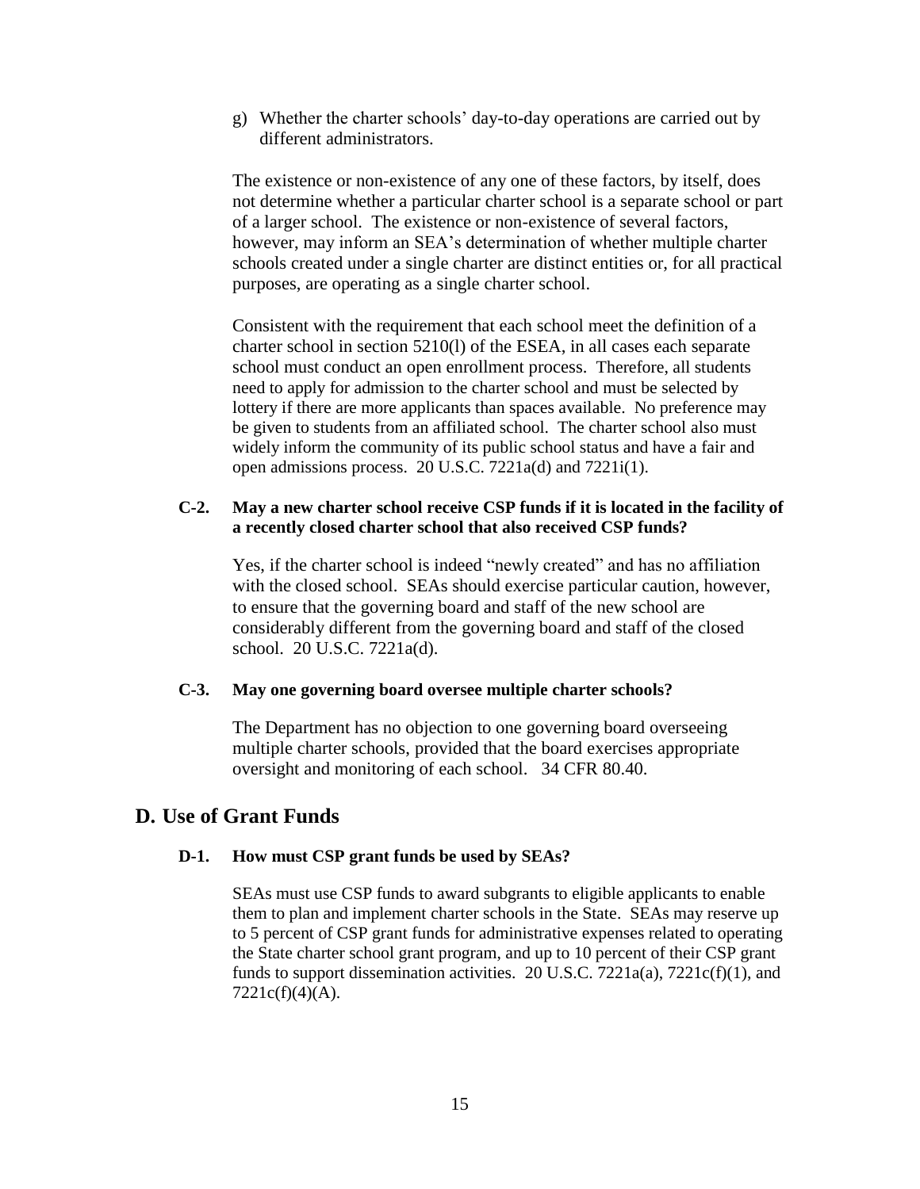g) Whether the charter schools' day-to-day operations are carried out by different administrators.

The existence or non-existence of any one of these factors, by itself, does not determine whether a particular charter school is a separate school or part of a larger school. The existence or non-existence of several factors, however, may inform an SEA's determination of whether multiple charter schools created under a single charter are distinct entities or, for all practical purposes, are operating as a single charter school.

Consistent with the requirement that each school meet the definition of a charter school in section 5210(l) of the ESEA, in all cases each separate school must conduct an open enrollment process. Therefore, all students need to apply for admission to the charter school and must be selected by lottery if there are more applicants than spaces available. No preference may be given to students from an affiliated school. The charter school also must widely inform the community of its public school status and have a fair and open admissions process. 20 U.S.C. 7221a(d) and 7221i(1).

**C-2. May a new charter school receive CSP funds if it is located in the facility of a recently closed charter school that also received CSP funds?**

Yes, if the charter school is indeed "newly created" and has no affiliation with the closed school. SEAs should exercise particular caution, however, to ensure that the governing board and staff of the new school are considerably different from the governing board and staff of the closed school. 20 U.S.C. 7221a(d).

**C-3. May one governing board oversee multiple charter schools?**

The Department has no objection to one governing board overseeing multiple charter schools, provided that the board exercises appropriate oversight and monitoring of each school. 34 CFR 80.40.

## D. Use of Grant Funds

**D-1. How must CSP grant funds be used by SEAs?**

SEAs must use CSP funds to award subgrants to eligible applicants to enable them to plan and implement charter schools in the State. SEAs may reserve up to 5 percent of CSP grant funds for administrative expenses related to operating the State charter school grant program, and up to 10 percent of their CSP grant funds to support dissemination activities. 20 U.S.C. 7221a(a), 7221c(f)(1), and 7221c(f)(4)(A).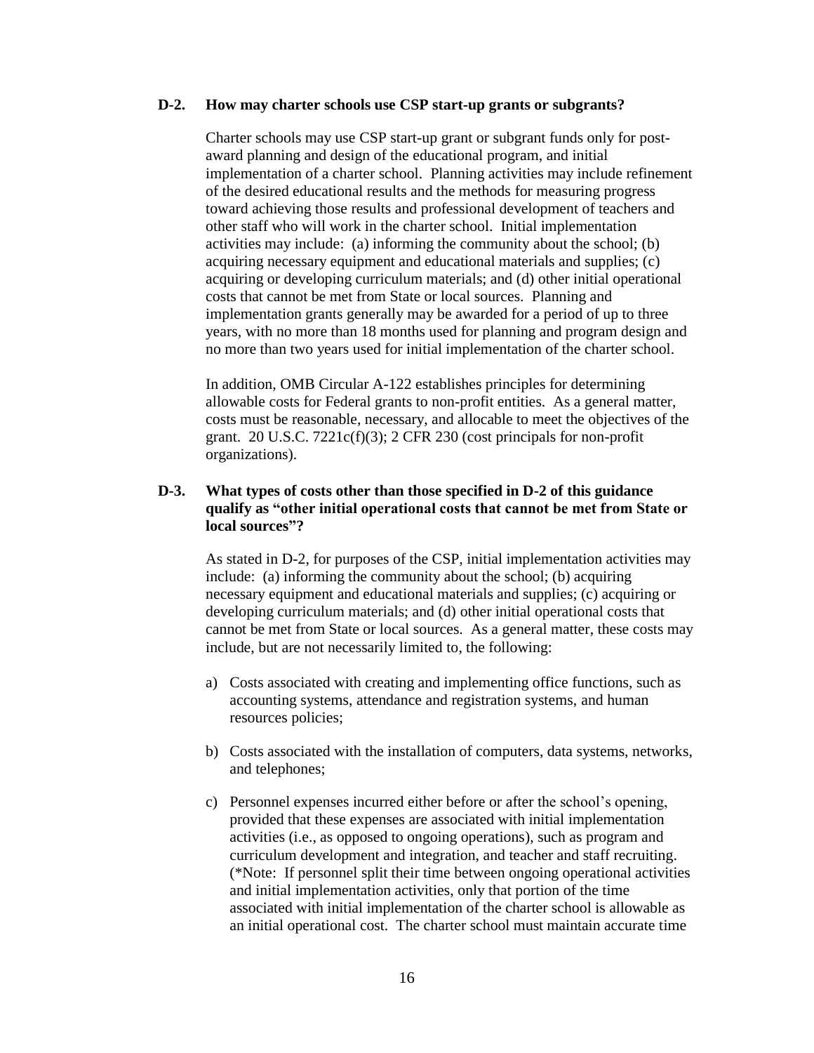### D-2. How may charter schools use CSP start-up grants or subgrants?

Charter schools may use CSP start-up grant or subgrant funds only for post-award planning and design of the educational program, and initial implementation of a charter school. Planning activities may include refinement of the desired educational results and the methods for measuring progress toward achieving those results and professional development of teachers and other staff who will work in the charter school. Initial implementation activities may include: (a) informing the community about the school; (b) acquiring necessary equipment and educational materials and supplies; (c) acquiring or developing curriculum materials; and (d) other initial operational costs that cannot be met from State or local sources. Planning and implementation grants generally may be awarded for a period of up to three years, with no more than 18 months used for planning and program design and no more than two years used for initial implementation of the charter school.

In addition, OMB Circular A-122 establishes principles for determining allowable costs for Federal grants to non-profit entities. As a general matter, costs must be reasonable, necessary, and allocable to meet the objectives of the grant. 20 U.S.C. 7221c(f)(3); 2 CFR 230 (cost principals for non-profit organizations).

### D-3. What types of costs other than those specified in D-2 of this guidance qualify as "other initial operational costs that cannot be met from State or local sources"?

As stated in D-2, for purposes of the CSP, initial implementation activities may include: (a) informing the community about the school; (b) acquiring necessary equipment and educational materials and supplies; (c) acquiring or developing curriculum materials; and (d) other initial operational costs that cannot be met from State or local sources. As a general matter, these costs may include, but are not necessarily limited to, the following:

a) Costs associated with creating and implementing office functions, such as accounting systems, attendance and registration systems, and human resources policies;

b) Costs associated with the installation of computers, data systems, networks, and telephones;

c) Personnel expenses incurred either before or after the school's opening, provided that these expenses are associated with initial implementation activities (i.e., as opposed to ongoing operations), such as program and curriculum development and integration, and teacher and staff recruiting. (*Note: If personnel split their time between ongoing operational activities and initial implementation activities, only that portion of the time associated with initial implementation of the charter school is allowable as an initial operational cost. The charter school must maintain accurate time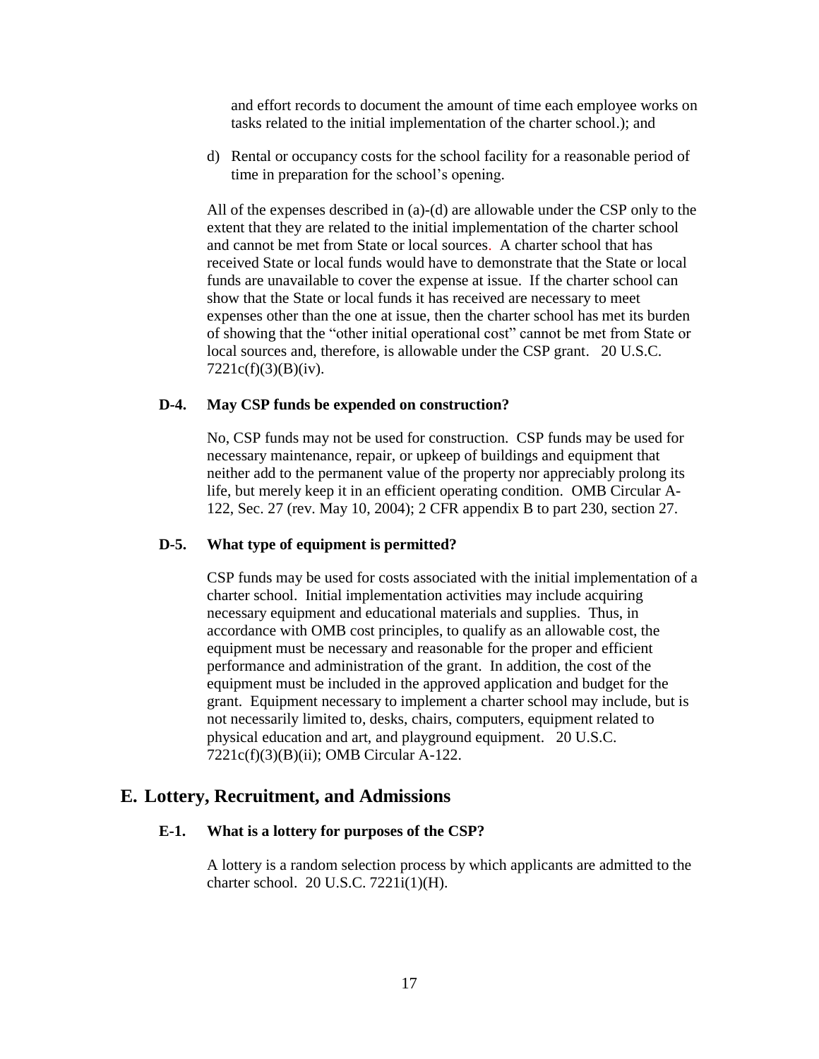and effort records to document the amount of time each employee works on tasks related to the initial implementation of the charter school.); and

d) Rental or occupancy costs for the school facility for a reasonable period of time in preparation for the school's opening.

All of the expenses described in (a)-(d) are allowable under the CSP only to the extent that they are related to the initial implementation of the charter school and cannot be met from State or local sources. A charter school that has received State or local funds would have to demonstrate that the State or local funds are unavailable to cover the expense at issue. If the charter school can show that the State or local funds it has received are necessary to meet expenses other than the one at issue, then the charter school has met its burden of showing that the "other initial operational cost" cannot be met from State or local sources and, therefore, is allowable under the CSP grant. 20 U.S.C. 7221c(f)(3)(B)(iv).

### D-4. May CSP funds be expended on construction?

No, CSP funds may not be used for construction. CSP funds may be used for necessary maintenance, repair, or upkeep of buildings and equipment that neither add to the permanent value of the property nor appreciably prolong its life, but merely keep it in an efficient operating condition. OMB Circular A-122, Sec. 27 (rev. May 10, 2004); 2 CFR appendix B to part 230, section 27.

### D-5. What type of equipment is permitted?

CSP funds may be used for costs associated with the initial implementation of a charter school. Initial implementation activities may include acquiring necessary equipment and educational materials and supplies. Thus, in accordance with OMB cost principles, to qualify as an allowable cost, the equipment must be necessary and reasonable for the proper and efficient performance and administration of the grant. In addition, the cost of the equipment must be included in the approved application and budget for the grant. Equipment necessary to implement a charter school may include, but is not necessarily limited to, desks, chairs, computers, equipment related to physical education and art, and playground equipment. 20 U.S.C. 7221c(f)(3)(B)(ii); OMB Circular A-122.

## E. Lottery, Recruitment, and Admissions

### E-1. What is a lottery for purposes of the CSP?

A lottery is a random selection process by which applicants are admitted to the charter school. 20 U.S.C. 7221i(1)(H).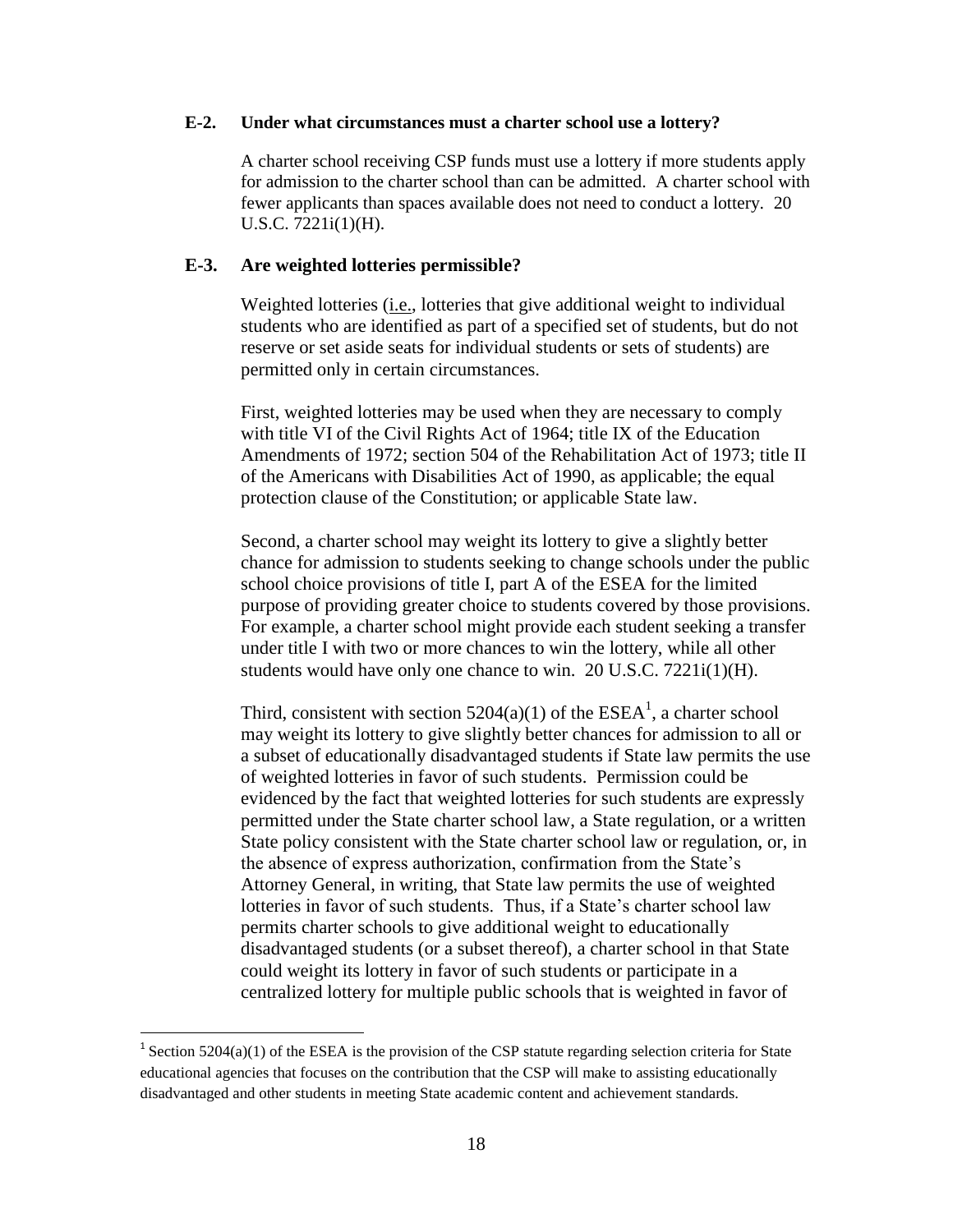### E-2. Under what circumstances must a charter school use a lottery?

A charter school receiving CSP funds must use a lottery if more students apply for admission to the charter school than can be admitted. A charter school with fewer applicants than spaces available does not need to conduct a lottery. 20 U.S.C. 7221i(1)(H).

### E-3. Are weighted lotteries permissible?

Weighted lotteries (i.e., lotteries that give additional weight to individual students who are identified as part of a specified set of students, but do not reserve or set aside seats for individual students or sets of students) are permitted only in certain circumstances.

First, weighted lotteries may be used when they are necessary to comply with title VI of the Civil Rights Act of 1964; title IX of the Education Amendments of 1972; section 504 of the Rehabilitation Act of 1973; title II of the Americans with Disabilities Act of 1990, as applicable; the equal protection clause of the Constitution; or applicable State law.

Second, a charter school may weight its lottery to give a slightly better chance for admission to students seeking to change schools under the public school choice provisions of title I, part A of the ESEA for the limited purpose of providing greater choice to students covered by those provisions. For example, a charter school might provide each student seeking a transfer under title I with two or more chances to win the lottery, while all other students would have only one chance to win. 20 U.S.C. 7221i(1)(H).

Third, consistent with section 5204(a)(1) of the ESEA[1], a charter school may weight its lottery to give slightly better chances for admission to all or a subset of educationally disadvantaged students if State law permits the use of weighted lotteries in favor of such students. Permission could be evidenced by the fact that weighted lotteries for such students are expressly permitted under the State charter school law, a State regulation, or a written State policy consistent with the State charter school law or regulation, or, in the absence of express authorization, confirmation from the State's Attorney General, in writing, that State law permits the use of weighted lotteries in favor of such students. Thus, if a State's charter school law permits charter schools to give additional weight to educationally disadvantaged students (or a subset thereof), a charter school in that State could weight its lottery in favor of such students or participate in a centralized lottery for multiple public schools that is weighted in favor of

[1] Section 5204(a)(1) of the ESEA is the provision of the CSP statute regarding selection criteria for State educational agencies that focuses on the contribution that the CSP will make to assisting educationally disadvantaged and other students in meeting State academic content and achievement standards.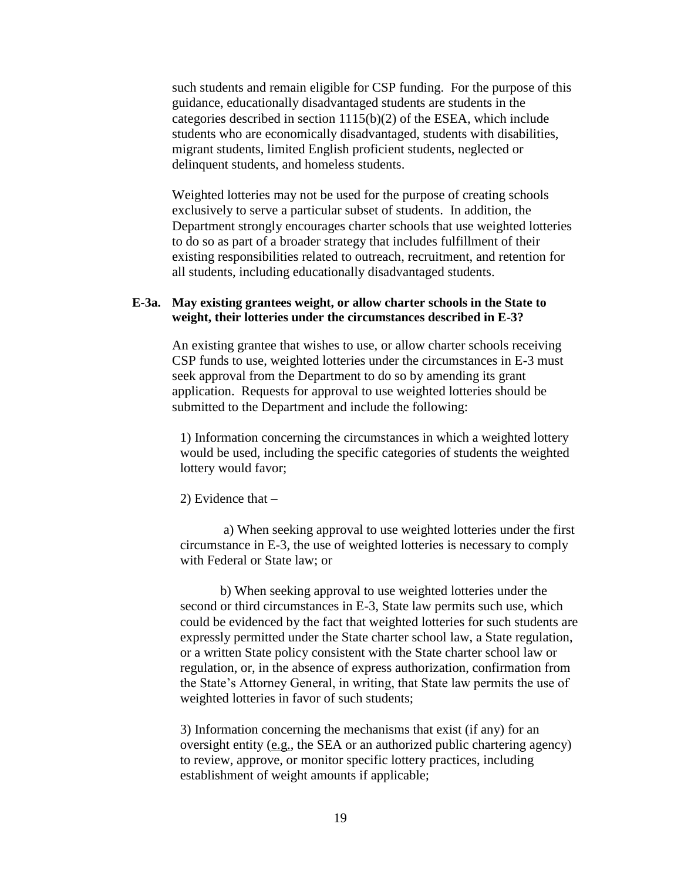such students and remain eligible for CSP funding. For the purpose of this guidance, educationally disadvantaged students are students in the categories described in section 1115(b)(2) of the ESEA, which include students who are economically disadvantaged, students with disabilities, migrant students, limited English proficient students, neglected or delinquent students, and homeless students.

Weighted lotteries may not be used for the purpose of creating schools exclusively to serve a particular subset of students. In addition, the Department strongly encourages charter schools that use weighted lotteries to do so as part of a broader strategy that includes fulfillment of their existing responsibilities related to outreach, recruitment, and retention for all students, including educationally disadvantaged students.

**E-3a. May existing grantees weight, or allow charter schools in the State to weight, their lotteries under the circumstances described in E-3?**

An existing grantee that wishes to use, or allow charter schools receiving CSP funds to use, weighted lotteries under the circumstances in E-3 must seek approval from the Department to do so by amending its grant application. Requests for approval to use weighted lotteries should be submitted to the Department and include the following:

1) Information concerning the circumstances in which a weighted lottery would be used, including the specific categories of students the weighted lottery would favor;

2) Evidence that –

a) When seeking approval to use weighted lotteries under the first circumstance in E-3, the use of weighted lotteries is necessary to comply with Federal or State law; or

b) When seeking approval to use weighted lotteries under the second or third circumstances in E-3, State law permits such use, which could be evidenced by the fact that weighted lotteries for such students are expressly permitted under the State charter school law, a State regulation, or a written State policy consistent with the State charter school law or regulation, or, in the absence of express authorization, confirmation from the State's Attorney General, in writing, that State law permits the use of weighted lotteries in favor of such students;

3) Information concerning the mechanisms that exist (if any) for an oversight entity (e.g., the SEA or an authorized public chartering agency) to review, approve, or monitor specific lottery practices, including establishment of weight amounts if applicable;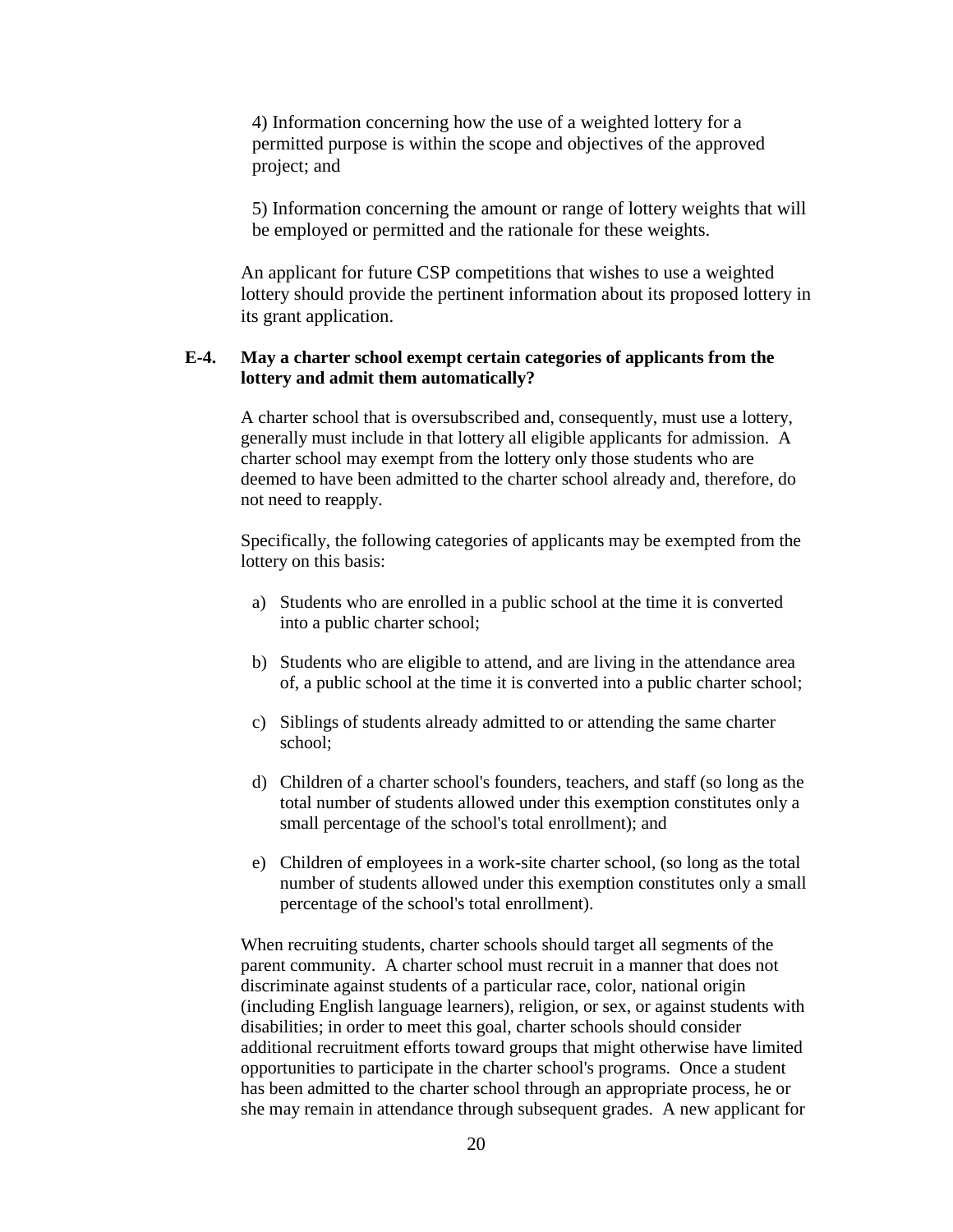4) Information concerning how the use of a weighted lottery for a permitted purpose is within the scope and objectives of the approved project; and

5) Information concerning the amount or range of lottery weights that will be employed or permitted and the rationale for these weights.

An applicant for future CSP competitions that wishes to use a weighted lottery should provide the pertinent information about its proposed lottery in its grant application.

**E-4. May a charter school exempt certain categories of applicants from the lottery and admit them automatically?**

A charter school that is oversubscribed and, consequently, must use a lottery, generally must include in that lottery all eligible applicants for admission. A charter school may exempt from the lottery only those students who are deemed to have been admitted to the charter school already and, therefore, do not need to reapply.

Specifically, the following categories of applicants may be exempted from the lottery on this basis:

a) Students who are enrolled in a public school at the time it is converted into a public charter school;

b) Students who are eligible to attend, and are living in the attendance area of, a public school at the time it is converted into a public charter school;

c) Siblings of students already admitted to or attending the same charter school;

d) Children of a charter school's founders, teachers, and staff (so long as the total number of students allowed under this exemption constitutes only a small percentage of the school's total enrollment); and

e) Children of employees in a work-site charter school, (so long as the total number of students allowed under this exemption constitutes only a small percentage of the school's total enrollment).

When recruiting students, charter schools should target all segments of the parent community. A charter school must recruit in a manner that does not discriminate against students of a particular race, color, national origin (including English language learners), religion, or sex, or against students with disabilities; in order to meet this goal, charter schools should consider additional recruitment efforts toward groups that might otherwise have limited opportunities to participate in the charter school's programs. Once a student has been admitted to the charter school through an appropriate process, he or she may remain in attendance through subsequent grades. A new applicant for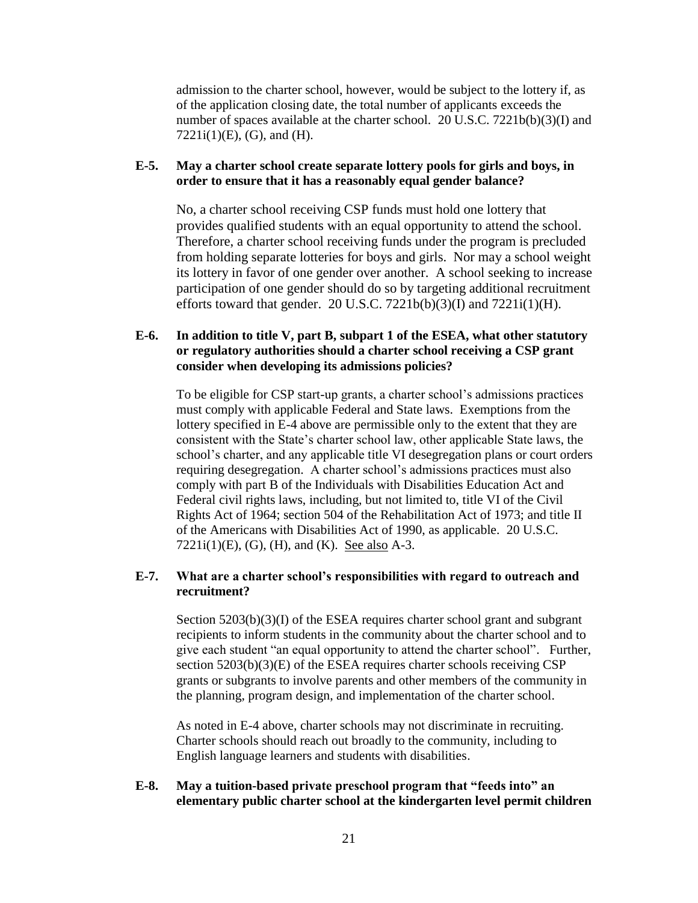admission to the charter school, however, would be subject to the lottery if, as of the application closing date, the total number of applicants exceeds the number of spaces available at the charter school. 20 U.S.C. 7221b(b)(3)(I) and 7221i(1)(E), (G), and (H).

**E-5. May a charter school create separate lottery pools for girls and boys, in order to ensure that it has a reasonably equal gender balance?**

No, a charter school receiving CSP funds must hold one lottery that provides qualified students with an equal opportunity to attend the school. Therefore, a charter school receiving funds under the program is precluded from holding separate lotteries for boys and girls. Nor may a school weight its lottery in favor of one gender over another. A school seeking to increase participation of one gender should do so by targeting additional recruitment efforts toward that gender. 20 U.S.C. 7221b(b)(3)(I) and 7221i(1)(H).

**E-6. In addition to title V, part B, subpart 1 of the ESEA, what other statutory or regulatory authorities should a charter school receiving a CSP grant consider when developing its admissions policies?**

To be eligible for CSP start-up grants, a charter school's admissions practices must comply with applicable Federal and State laws. Exemptions from the lottery specified in E-4 above are permissible only to the extent that they are consistent with the State's charter school law, other applicable State laws, the school's charter, and any applicable title VI desegregation plans or court orders requiring desegregation. A charter school's admissions practices must also comply with part B of the Individuals with Disabilities Education Act and Federal civil rights laws, including, but not limited to, title VI of the Civil Rights Act of 1964; section 504 of the Rehabilitation Act of 1973; and title II of the Americans with Disabilities Act of 1990, as applicable. 20 U.S.C. 7221i(1)(E), (G), (H), and (K). See also A-3.

**E-7. What are a charter school's responsibilities with regard to outreach and recruitment?**

Section 5203(b)(3)(I) of the ESEA requires charter school grant and subgrant recipients to inform students in the community about the charter school and to give each student "an equal opportunity to attend the charter school". Further, section 5203(b)(3)(E) of the ESEA requires charter schools receiving CSP grants or subgrants to involve parents and other members of the community in the planning, program design, and implementation of the charter school.

As noted in E-4 above, charter schools may not discriminate in recruiting. Charter schools should reach out broadly to the community, including to English language learners and students with disabilities.

**E-8. May a tuition-based private preschool program that "feeds into" an elementary public charter school at the kindergarten level permit children**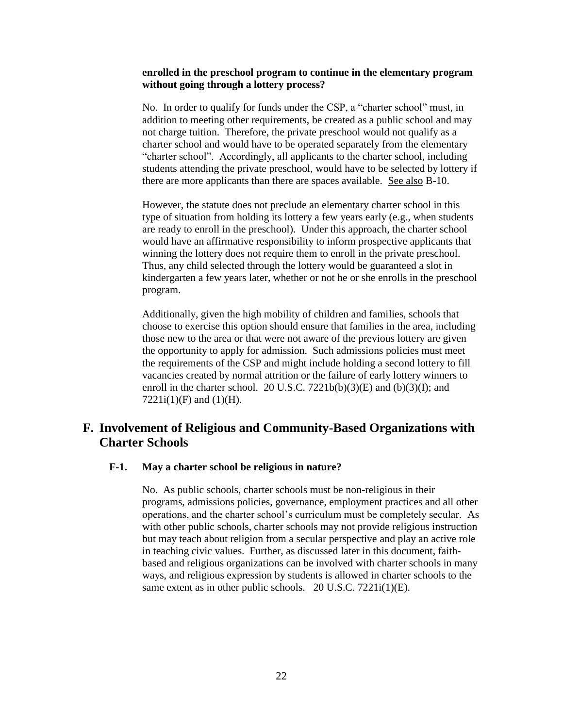**enrolled in the preschool program to continue in the elementary program without going through a lottery process?**

No. In order to qualify for funds under the CSP, a "charter school" must, in addition to meeting other requirements, be created as a public school and may not charge tuition. Therefore, the private preschool would not qualify as a charter school and would have to be operated separately from the elementary "charter school". Accordingly, all applicants to the charter school, including students attending the private preschool, would have to be selected by lottery if there are more applicants than there are spaces available. See also B-10.

However, the statute does not preclude an elementary charter school in this type of situation from holding its lottery a few years early (e.g., when students are ready to enroll in the preschool). Under this approach, the charter school would have an affirmative responsibility to inform prospective applicants that winning the lottery does not require them to enroll in the private preschool. Thus, any child selected through the lottery would be guaranteed a slot in kindergarten a few years later, whether or not he or she enrolls in the preschool program.

Additionally, given the high mobility of children and families, schools that choose to exercise this option should ensure that families in the area, including those new to the area or that were not aware of the previous lottery are given the opportunity to apply for admission. Such admissions policies must meet the requirements of the CSP and might include holding a second lottery to fill vacancies created by normal attrition or the failure of early lottery winners to enroll in the charter school. 20 U.S.C. 7221b(b)(3)(E) and (b)(3)(I); and 7221i(1)(F) and (1)(H).

## F. Involvement of Religious and Community-Based Organizations with Charter Schools

### F-1. May a charter school be religious in nature?

No. As public schools, charter schools must be non-religious in their programs, admissions policies, governance, employment practices and all other operations, and the charter school's curriculum must be completely secular. As with other public schools, charter schools may not provide religious instruction but may teach about religion from a secular perspective and play an active role in teaching civic values. Further, as discussed later in this document, faith-based and religious organizations can be involved with charter schools in many ways, and religious expression by students is allowed in charter schools to the same extent as in other public schools. 20 U.S.C. 7221i(1)(E).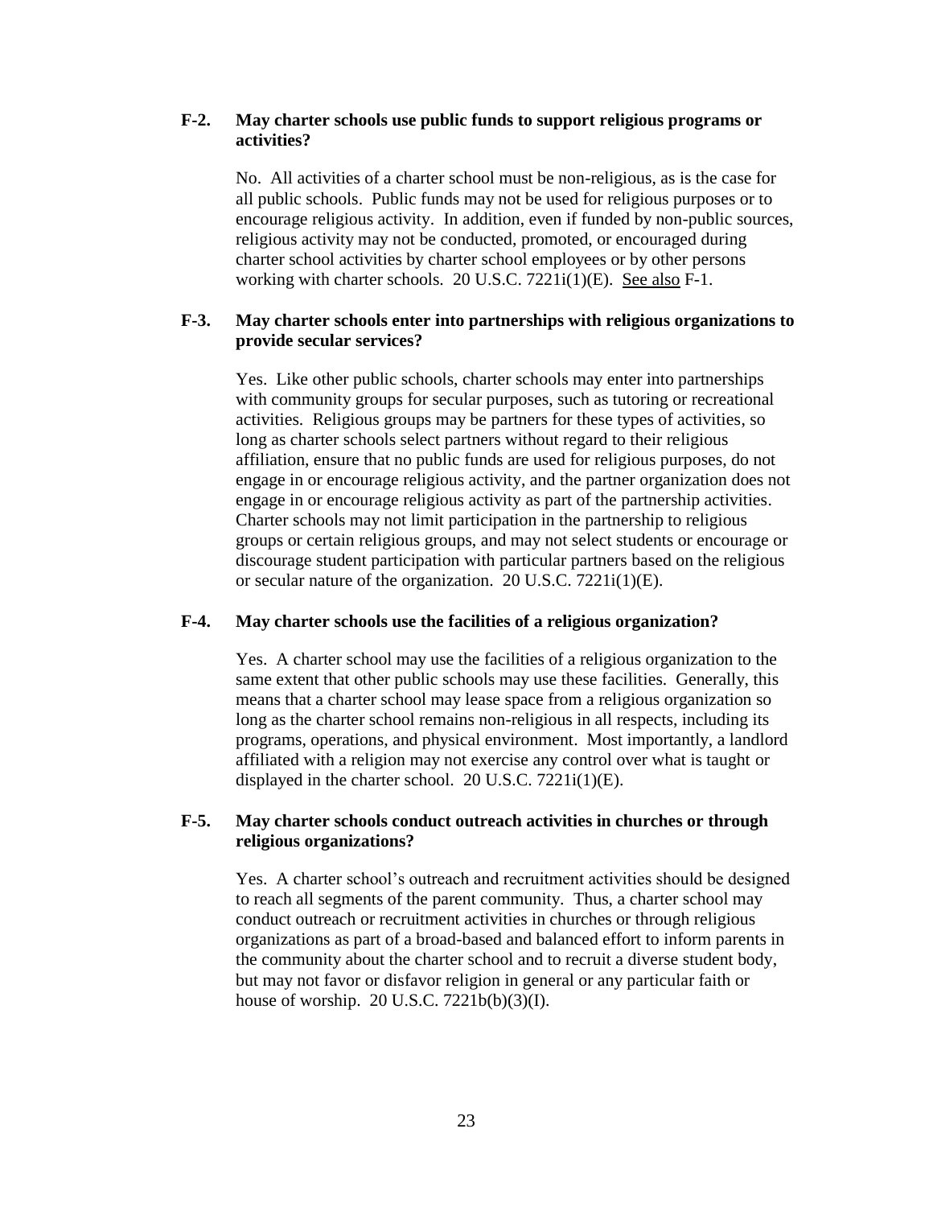**F-2. May charter schools use public funds to support religious programs or activities?**

No. All activities of a charter school must be non-religious, as is the case for all public schools. Public funds may not be used for religious purposes or to encourage religious activity. In addition, even if funded by non-public sources, religious activity may not be conducted, promoted, or encouraged during charter school activities by charter school employees or by other persons working with charter schools. 20 U.S.C. 7221i(1)(E). See also F-1.

**F-3. May charter schools enter into partnerships with religious organizations to provide secular services?**

Yes. Like other public schools, charter schools may enter into partnerships with community groups for secular purposes, such as tutoring or recreational activities. Religious groups may be partners for these types of activities, so long as charter schools select partners without regard to their religious affiliation, ensure that no public funds are used for religious purposes, do not engage in or encourage religious activity, and the partner organization does not engage in or encourage religious activity as part of the partnership activities. Charter schools may not limit participation in the partnership to religious groups or certain religious groups, and may not select students or encourage or discourage student participation with particular partners based on the religious or secular nature of the organization. 20 U.S.C. 7221i(1)(E).

**F-4. May charter schools use the facilities of a religious organization?**

Yes. A charter school may use the facilities of a religious organization to the same extent that other public schools may use these facilities. Generally, this means that a charter school may lease space from a religious organization so long as the charter school remains non-religious in all respects, including its programs, operations, and physical environment. Most importantly, a landlord affiliated with a religion may not exercise any control over what is taught or displayed in the charter school. 20 U.S.C. 7221i(1)(E).

**F-5. May charter schools conduct outreach activities in churches or through religious organizations?**

Yes. A charter school's outreach and recruitment activities should be designed to reach all segments of the parent community. Thus, a charter school may conduct outreach or recruitment activities in churches or through religious organizations as part of a broad-based and balanced effort to inform parents in the community about the charter school and to recruit a diverse student body, but may not favor or disfavor religion in general or any particular faith or house of worship. 20 U.S.C. 7221b(b)(3)(I).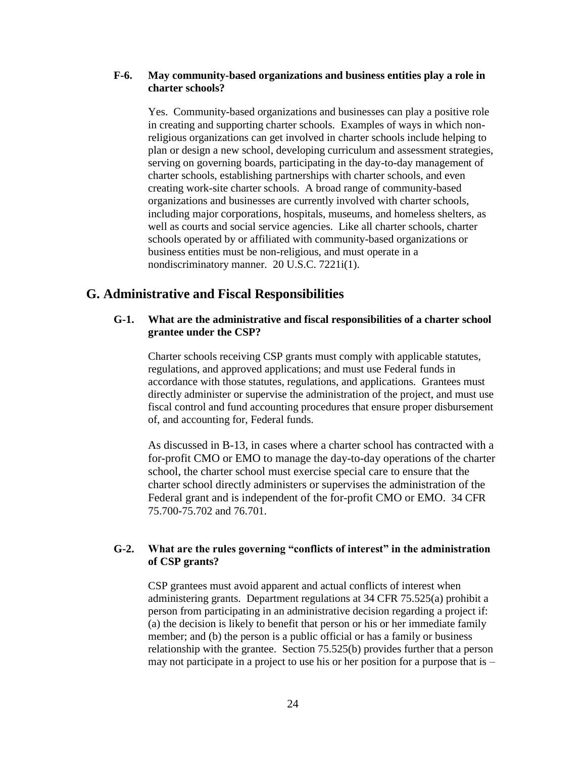### F-6. May community-based organizations and business entities play a role in charter schools?

Yes. Community-based organizations and businesses can play a positive role in creating and supporting charter schools. Examples of ways in which non-religious organizations can get involved in charter schools include helping to plan or design a new school, developing curriculum and assessment strategies, serving on governing boards, participating in the day-to-day management of charter schools, establishing partnerships with charter schools, and even creating work-site charter schools. A broad range of community-based organizations and businesses are currently involved with charter schools, including major corporations, hospitals, museums, and homeless shelters, as well as courts and social service agencies. Like all charter schools, charter schools operated by or affiliated with community-based organizations or business entities must be non-religious, and must operate in a nondiscriminatory manner. 20 U.S.C. 7221i(1).

## G. Administrative and Fiscal Responsibilities

### G-1. What are the administrative and fiscal responsibilities of a charter school grantee under the CSP?

Charter schools receiving CSP grants must comply with applicable statutes, regulations, and approved applications; and must use Federal funds in accordance with those statutes, regulations, and applications. Grantees must directly administer or supervise the administration of the project, and must use fiscal control and fund accounting procedures that ensure proper disbursement of, and accounting for, Federal funds.

As discussed in B-13, in cases where a charter school has contracted with a for-profit CMO or EMO to manage the day-to-day operations of the charter school, the charter school must exercise special care to ensure that the charter school directly administers or supervises the administration of the Federal grant and is independent of the for-profit CMO or EMO. 34 CFR 75.700-75.702 and 76.701.

### G-2. What are the rules governing "conflicts of interest" in the administration of CSP grants?

CSP grantees must avoid apparent and actual conflicts of interest when administering grants. Department regulations at 34 CFR 75.525(a) prohibit a person from participating in an administrative decision regarding a project if: (a) the decision is likely to benefit that person or his or her immediate family member; and (b) the person is a public official or has a family or business relationship with the grantee. Section 75.525(b) provides further that a person may not participate in a project to use his or her position for a purpose that is –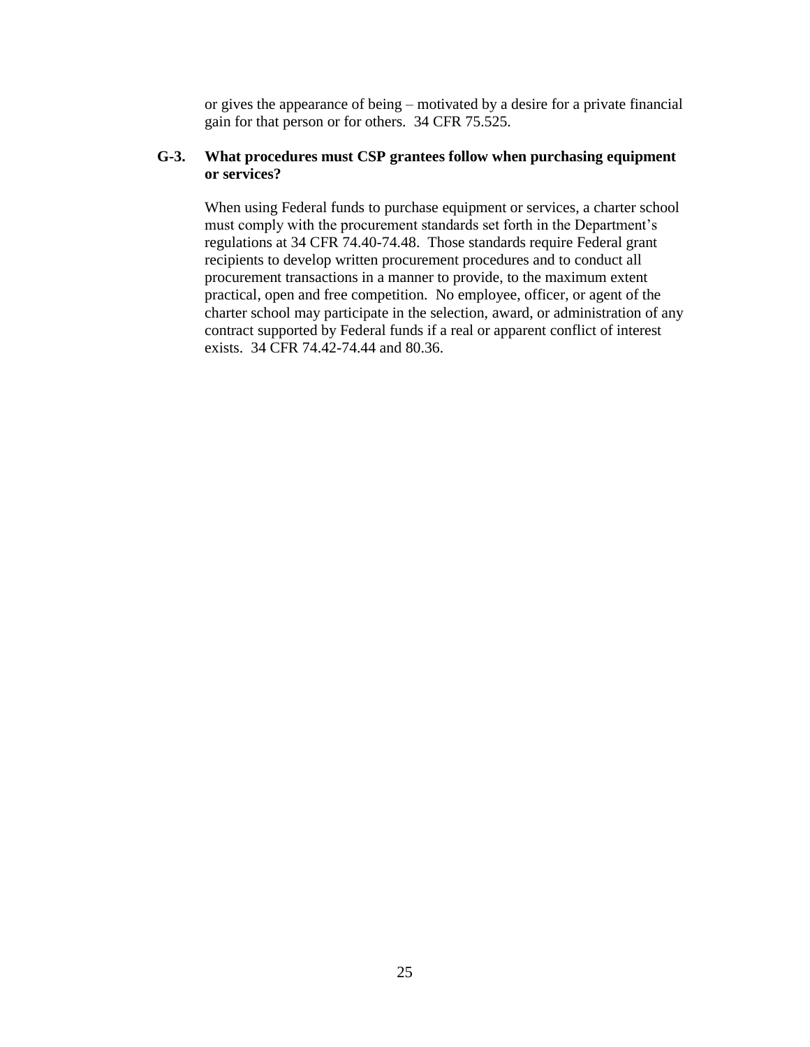or gives the appearance of being – motivated by a desire for a private financial gain for that person or for others. 34 CFR 75.525.

**G-3. What procedures must CSP grantees follow when purchasing equipment or services?**

When using Federal funds to purchase equipment or services, a charter school must comply with the procurement standards set forth in the Department's regulations at 34 CFR 74.40-74.48. Those standards require Federal grant recipients to develop written procurement procedures and to conduct all procurement transactions in a manner to provide, to the maximum extent practical, open and free competition. No employee, officer, or agent of the charter school may participate in the selection, award, or administration of any contract supported by Federal funds if a real or apparent conflict of interest exists. 34 CFR 74.42-74.44 and 80.36.